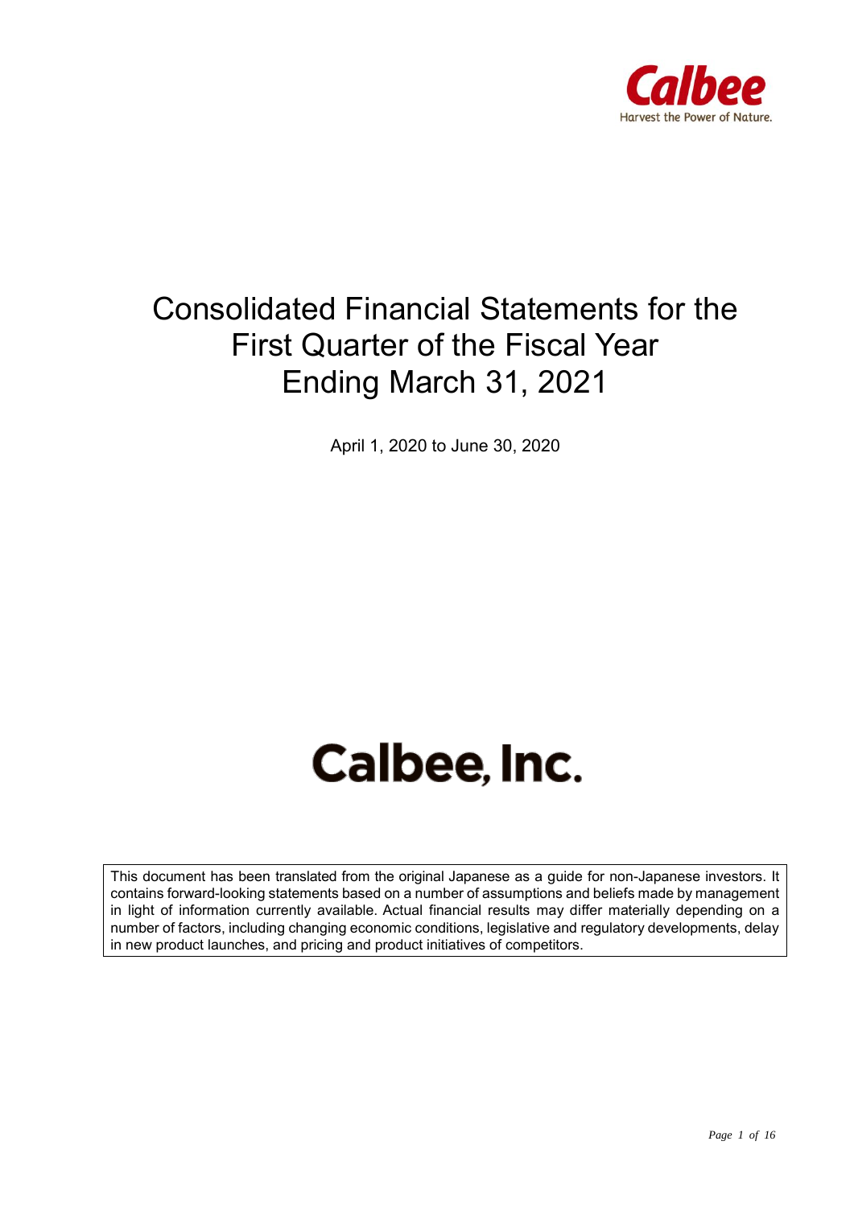Calbee

Harvest the Power of Nature.

# Consolidated Financial Statements for the First Quarter of the Fiscal Year Ending March 31, 2021

April 1, 2020 to June 30, 2020

# Calbee, Inc.

This document has been translated from the original Japanese as a guide for non-Japanese investors. It contains forward-looking statements based on a number of assumptions and beliefs made by management in light of information currently available. Actual financial results may differ materially depending on a number of factors, including changing economic conditions, legislative and regulatory developments, delay in new product launches, and pricing and product initiatives of competitors.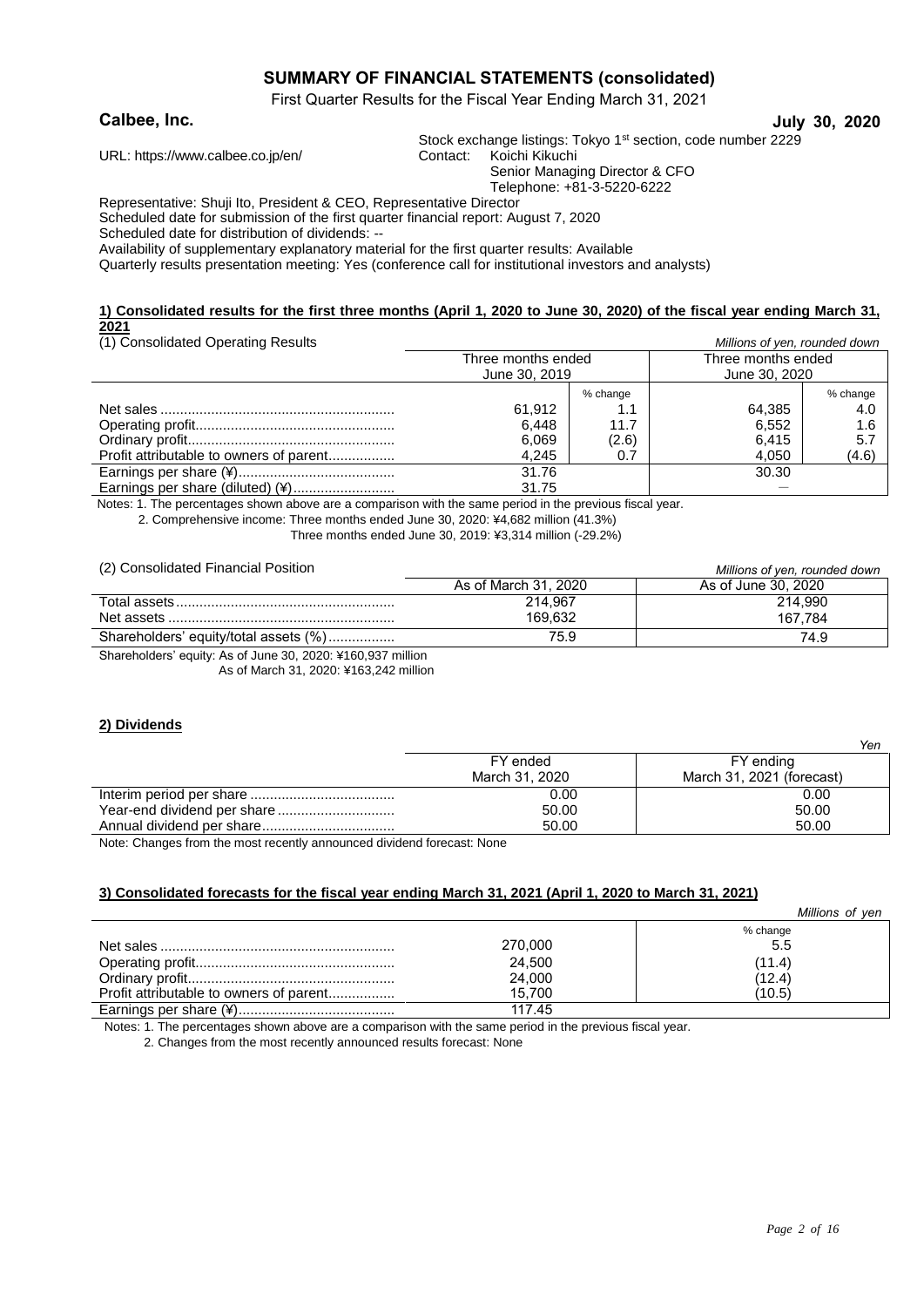# SUMMARY OF FINANCIAL STATEMENTS (consolidated)

First Quarter Results for the Fiscal Year Ending March 31, 2021

**Calbee, Inc.** **July 30, 2020**

URL: https://www.calbee.co.jp/en/

Stock exchange listings: Tokyo 1st section, code number 2229
Contact: Koichi Kikuchi
Senior Managing Director & CFO
Telephone: +81-3-5220-6222

Representative: Shuji Ito, President & CEO, Representative Director
Scheduled date for submission of the first quarter financial report: August 7, 2020
Scheduled date for distribution of dividends: --
Availability of supplementary explanatory material for the first quarter results: Available
Quarterly results presentation meeting: Yes (conference call for institutional investors and analysts)

## 1) Consolidated results for the first three months (April 1, 2020 to June 30, 2020) of the fiscal year ending March 31, 2021

(1) Consolidated Operating Results *Millions of yen, rounded down*

| | Three months ended June 30, 2019 | | Three months ended June 30, 2020 | |
|---|---|---|---|---|
| | | % change | | % change |
| Net sales | 61,912 | 1.1 | 64,385 | 4.0 |
| Operating profit | 6,448 | 11.7 | 6,552 | 1.6 |
| Ordinary profit | 6,069 | (2.6) | 6,415 | 5.7 |
| Profit attributable to owners of parent | 4,245 | 0.7 | 4,050 | (4.6) |
| Earnings per share (¥) | 31.76 | | 30.30 | |
| Earnings per share (diluted) (¥) | 31.75 | | — | |

Notes: 1. The percentages shown above are a comparison with the same period in the previous fiscal year.
2. Comprehensive income: Three months ended June 30, 2020: ¥4,682 million (41.3%)
Three months ended June 30, 2019: ¥3,314 million (-29.2%)

(2) Consolidated Financial Position *Millions of yen, rounded down*

| | As of March 31, 2020 | As of June 30, 2020 |
|---|---|---|
| Total assets | 214,967 | 214,990 |
| Net assets | 169,632 | 167,784 |
| Shareholders' equity/total assets (%) | 75.9 | 74.9 |

Shareholders' equity: As of June 30, 2020: ¥160,937 million
As of March 31, 2020: ¥163,242 million

## 2) Dividends

*Yen*

| | FY ended March 31, 2020 | FY ending March 31, 2021 (forecast) |
|---|---|---|
| Interim period per share | 0.00 | 0.00 |
| Year-end dividend per share | 50.00 | 50.00 |
| Annual dividend per share | 50.00 | 50.00 |

Note: Changes from the most recently announced dividend forecast: None

## 3) Consolidated forecasts for the fiscal year ending March 31, 2021 (April 1, 2020 to March 31, 2021)

*Millions of yen*

| | | % change |
|---|---|---|
| Net sales | 270,000 | 5.5 |
| Operating profit | 24,500 | (11.4) |
| Ordinary profit | 24,000 | (12.4) |
| Profit attributable to owners of parent | 15,700 | (10.5) |
| Earnings per share (¥) | 117.45 | |

Notes: 1. The percentages shown above are a comparison with the same period in the previous fiscal year.
2. Changes from the most recently announced results forecast: None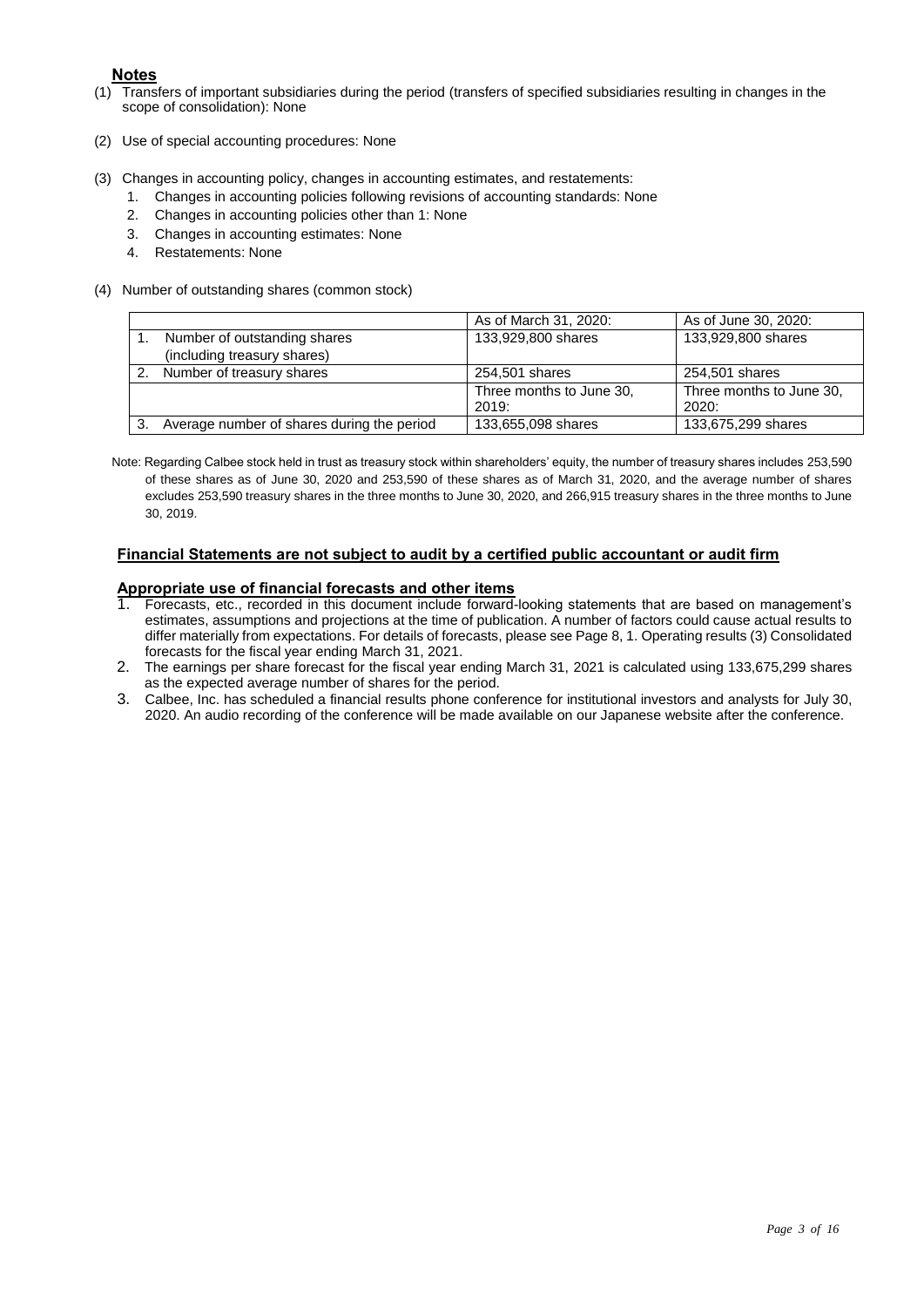## Notes

(1) Transfers of important subsidiaries during the period (transfers of specified subsidiaries resulting in changes in the scope of consolidation): None

(2) Use of special accounting procedures: None

(3) Changes in accounting policy, changes in accounting estimates, and restatements:
1. Changes in accounting policies following revisions of accounting standards: None
2. Changes in accounting policies other than 1: None
3. Changes in accounting estimates: None
4. Restatements: None

(4) Number of outstanding shares (common stock)

| | As of March 31, 2020: | As of June 30, 2020: |
|---|---|---|
| 1. Number of outstanding shares (including treasury shares) | 133,929,800 shares | 133,929,800 shares |
| 2. Number of treasury shares | 254,501 shares | 254,501 shares |
| | Three months to June 30, 2019: | Three months to June 30, 2020: |
| 3. Average number of shares during the period | 133,655,098 shares | 133,675,299 shares |

Note: Regarding Calbee stock held in trust as treasury stock within shareholders' equity, the number of treasury shares includes 253,590 of these shares as of June 30, 2020 and 253,590 of these shares as of March 31, 2020, and the average number of shares excludes 253,590 treasury shares in the three months to June 30, 2020, and 266,915 treasury shares in the three months to June 30, 2019.

**Financial Statements are not subject to audit by a certified public accountant or audit firm**

**Appropriate use of financial forecasts and other items**

1. Forecasts, etc., recorded in this document include forward-looking statements that are based on management's estimates, assumptions and projections at the time of publication. A number of factors could cause actual results to differ materially from expectations. For details of forecasts, please see Page 8, 1. Operating results (3) Consolidated forecasts for the fiscal year ending March 31, 2021.
2. The earnings per share forecast for the fiscal year ending March 31, 2021 is calculated using 133,675,299 shares as the expected average number of shares for the period.
3. Calbee, Inc. has scheduled a financial results phone conference for institutional investors and analysts for July 30, 2020. An audio recording of the conference will be made available on our Japanese website after the conference.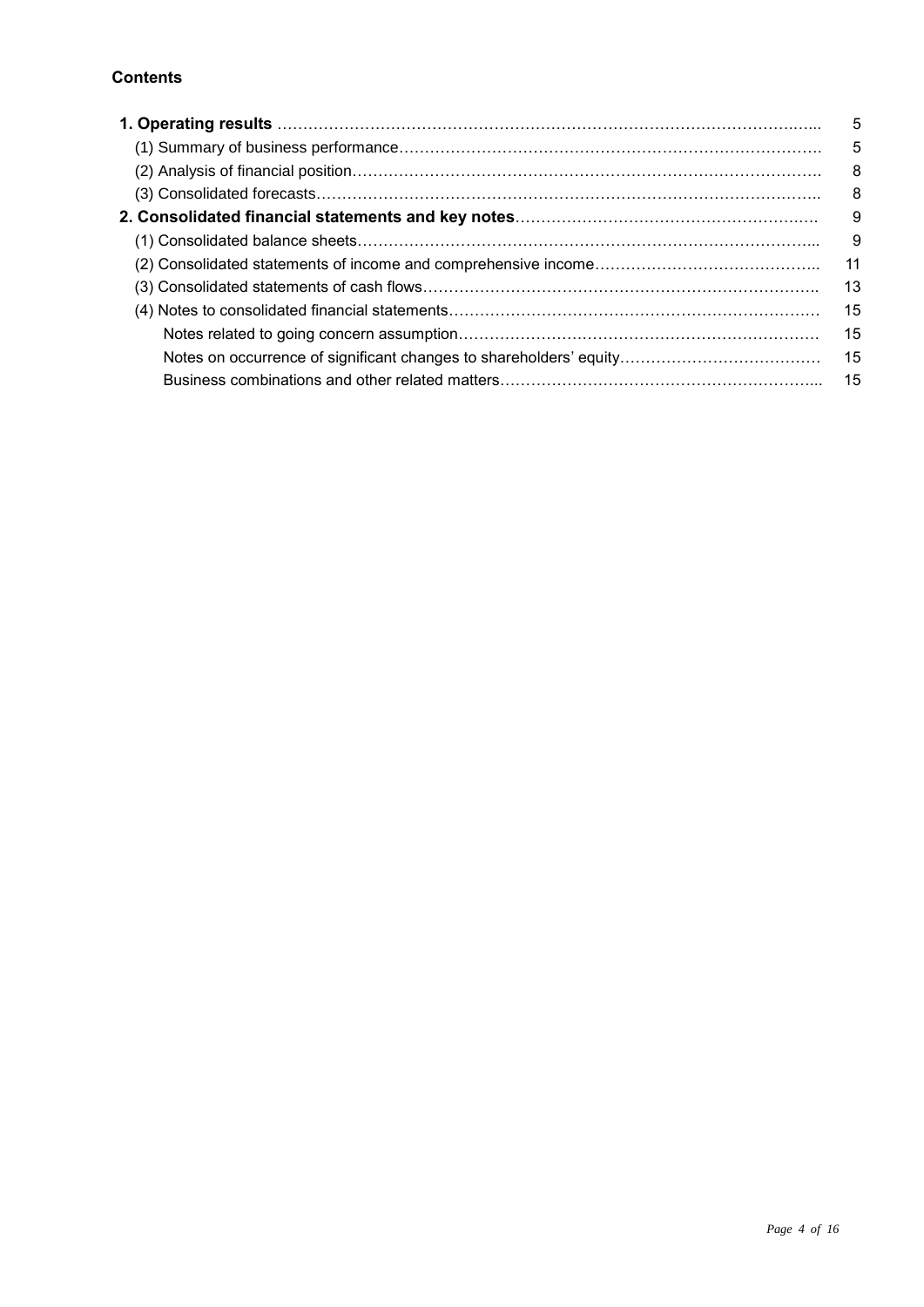**Contents**

| | |
|---|---|
| **1. Operating results** | 5 |
| (1) Summary of business performance | 5 |
| (2) Analysis of financial position | 8 |
| (3) Consolidated forecasts | 8 |
| **2. Consolidated financial statements and key notes** | 9 |
| (1) Consolidated balance sheets | 9 |
| (2) Consolidated statements of income and comprehensive income | 11 |
| (3) Consolidated statements of cash flows | 13 |
| (4) Notes to consolidated financial statements | 15 |
| Notes related to going concern assumption | 15 |
| Notes on occurrence of significant changes to shareholders' equity | 15 |
| Business combinations and other related matters | 15 |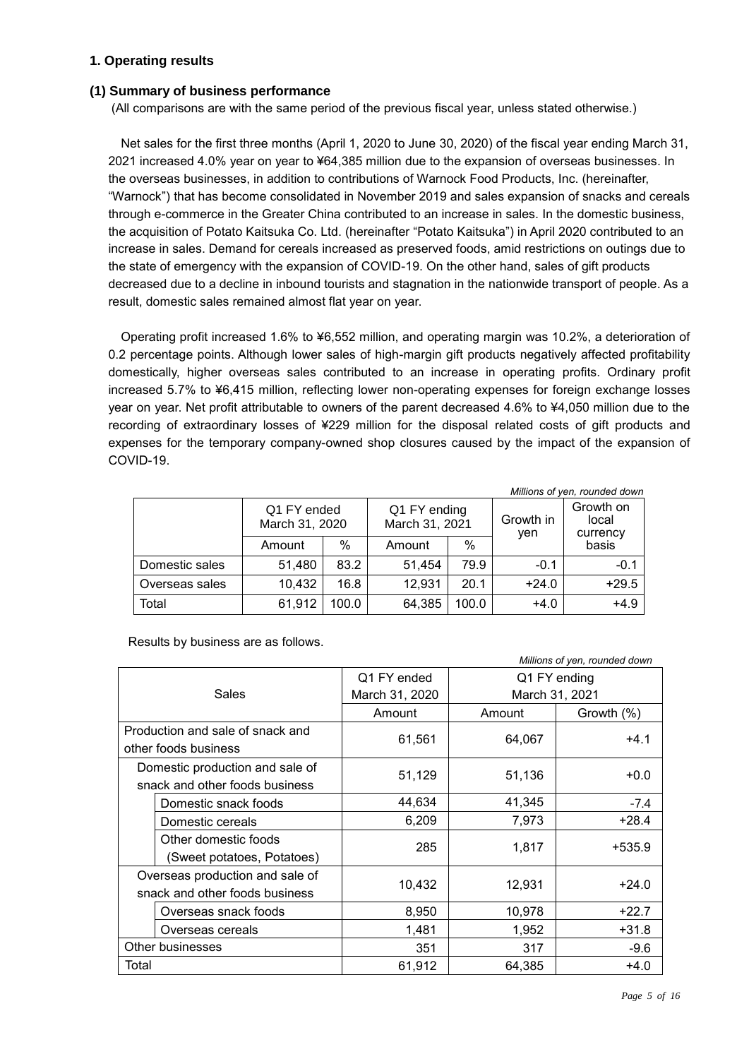## 1. Operating results

### (1) Summary of business performance

(All comparisons are with the same period of the previous fiscal year, unless stated otherwise.)

Net sales for the first three months (April 1, 2020 to June 30, 2020) of the fiscal year ending March 31, 2021 increased 4.0% year on year to ¥64,385 million due to the expansion of overseas businesses. In the overseas businesses, in addition to contributions of Warnock Food Products, Inc. (hereinafter, "Warnock") that has become consolidated in November 2019 and sales expansion of snacks and cereals through e-commerce in the Greater China contributed to an increase in sales. In the domestic business, the acquisition of Potato Kaitsuka Co. Ltd. (hereinafter "Potato Kaitsuka") in April 2020 contributed to an increase in sales. Demand for cereals increased as preserved foods, amid restrictions on outings due to the state of emergency with the expansion of COVID-19. On the other hand, sales of gift products decreased due to a decline in inbound tourists and stagnation in the nationwide transport of people. As a result, domestic sales remained almost flat year on year.

Operating profit increased 1.6% to ¥6,552 million, and operating margin was 10.2%, a deterioration of 0.2 percentage points. Although lower sales of high-margin gift products negatively affected profitability domestically, higher overseas sales contributed to an increase in operating profits. Ordinary profit increased 5.7% to ¥6,415 million, reflecting lower non-operating expenses for foreign exchange losses year on year. Net profit attributable to owners of the parent decreased 4.6% to ¥4,050 million due to the recording of extraordinary losses of ¥229 million for the disposal related costs of gift products and expenses for the temporary company-owned shop closures caused by the impact of the expansion of COVID-19.

*Millions of yen, rounded down*

| | Q1 FY ended March 31, 2020 | | Q1 FY ending March 31, 2021 | | Growth in yen | Growth on local currency basis |
|---|---|---|---|---|---|---|
| | Amount | % | Amount | % | | |
| Domestic sales | 51,480 | 83.2 | 51,454 | 79.9 | -0.1 | -0.1 |
| Overseas sales | 10,432 | 16.8 | 12,931 | 20.1 | +24.0 | +29.5 |
| Total | 61,912 | 100.0 | 64,385 | 100.0 | +4.0 | +4.9 |

Results by business are as follows.

*Millions of yen, rounded down*

| Sales | Q1 FY ended March 31, 2020 | Q1 FY ending March 31, 2021 | |
|---|---|---|---|
| | Amount | Amount | Growth (%) |
| Production and sale of snack and other foods business | 61,561 | 64,067 | +4.1 |
| Domestic production and sale of snack and other foods business | 51,129 | 51,136 | +0.0 |
| Domestic snack foods | 44,634 | 41,345 | -7.4 |
| Domestic cereals | 6,209 | 7,973 | +28.4 |
| Other domestic foods (Sweet potatoes, Potatoes) | 285 | 1,817 | +535.9 |
| Overseas production and sale of snack and other foods business | 10,432 | 12,931 | +24.0 |
| Overseas snack foods | 8,950 | 10,978 | +22.7 |
| Overseas cereals | 1,481 | 1,952 | +31.8 |
| Other businesses | 351 | 317 | -9.6 |
| Total | 61,912 | 64,385 | +4.0 |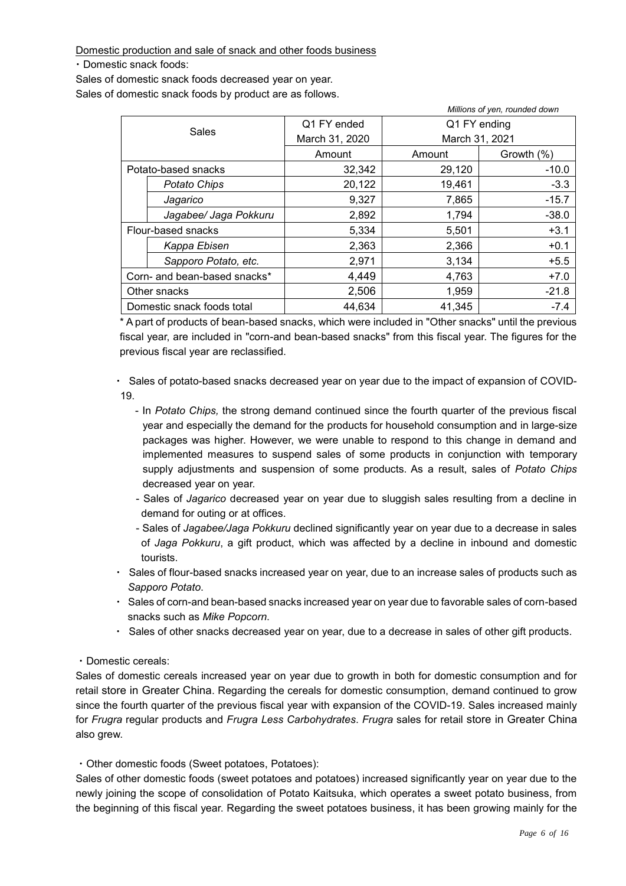Domestic production and sale of snack and other foods business

・Domestic snack foods:

Sales of domestic snack foods decreased year on year.

Sales of domestic snack foods by product are as follows.

*Millions of yen, rounded down*

| Sales | | Q1 FY ended March 31, 2020 | Q1 FY ending March 31, 2021 | |
|---|---|---|---|---|
| | | Amount | Amount | Growth (%) |
| Potato-based snacks | | 32,342 | 29,120 | -10.0 |
| | *Potato Chips* | 20,122 | 19,461 | -3.3 |
| | *Jagarico* | 9,327 | 7,865 | -15.7 |
| | *Jagabee/ Jaga Pokkuru* | 2,892 | 1,794 | -38.0 |
| Flour-based snacks | | 5,334 | 5,501 | +3.1 |
| | *Kappa Ebisen* | 2,363 | 2,366 | +0.1 |
| | *Sapporo Potato, etc.* | 2,971 | 3,134 | +5.5 |
| Corn- and bean-based snacks* | | 4,449 | 4,763 | +7.0 |
| Other snacks | | 2,506 | 1,959 | -21.8 |
| Domestic snack foods total | | 44,634 | 41,345 | -7.4 |

* A part of products of bean-based snacks, which were included in "Other snacks" until the previous fiscal year, are included in "corn-and bean-based snacks" from this fiscal year. The figures for the previous fiscal year are reclassified.

- Sales of potato-based snacks decreased year on year due to the impact of expansion of COVID-19.
  - In *Potato Chips,* the strong demand continued since the fourth quarter of the previous fiscal year and especially the demand for the products for household consumption and in large-size packages was higher. However, we were unable to respond to this change in demand and implemented measures to suspend sales of some products in conjunction with temporary supply adjustments and suspension of some products. As a result, sales of *Potato Chips* decreased year on year.
  - Sales of *Jagarico* decreased year on year due to sluggish sales resulting from a decline in demand for outing or at offices.
  - Sales of *Jagabee/Jaga Pokkuru* declined significantly year on year due to a decrease in sales of *Jaga Pokkuru*, a gift product, which was affected by a decline in inbound and domestic tourists.
- Sales of flour-based snacks increased year on year, due to an increase sales of products such as *Sapporo Potato*.
- Sales of corn-and bean-based snacks increased year on year due to favorable sales of corn-based snacks such as *Mike Popcorn*.
- Sales of other snacks decreased year on year, due to a decrease in sales of other gift products.

・Domestic cereals:

Sales of domestic cereals increased year on year due to growth in both for domestic consumption and for retail store in Greater China. Regarding the cereals for domestic consumption, demand continued to grow since the fourth quarter of the previous fiscal year with expansion of the COVID-19. Sales increased mainly for *Frugra* regular products and *Frugra Less Carbohydrates*. *Frugra* sales for retail store in Greater China also grew.

・Other domestic foods (Sweet potatoes, Potatoes):

Sales of other domestic foods (sweet potatoes and potatoes) increased significantly year on year due to the newly joining the scope of consolidation of Potato Kaitsuka, which operates a sweet potato business, from the beginning of this fiscal year. Regarding the sweet potatoes business, it has been growing mainly for the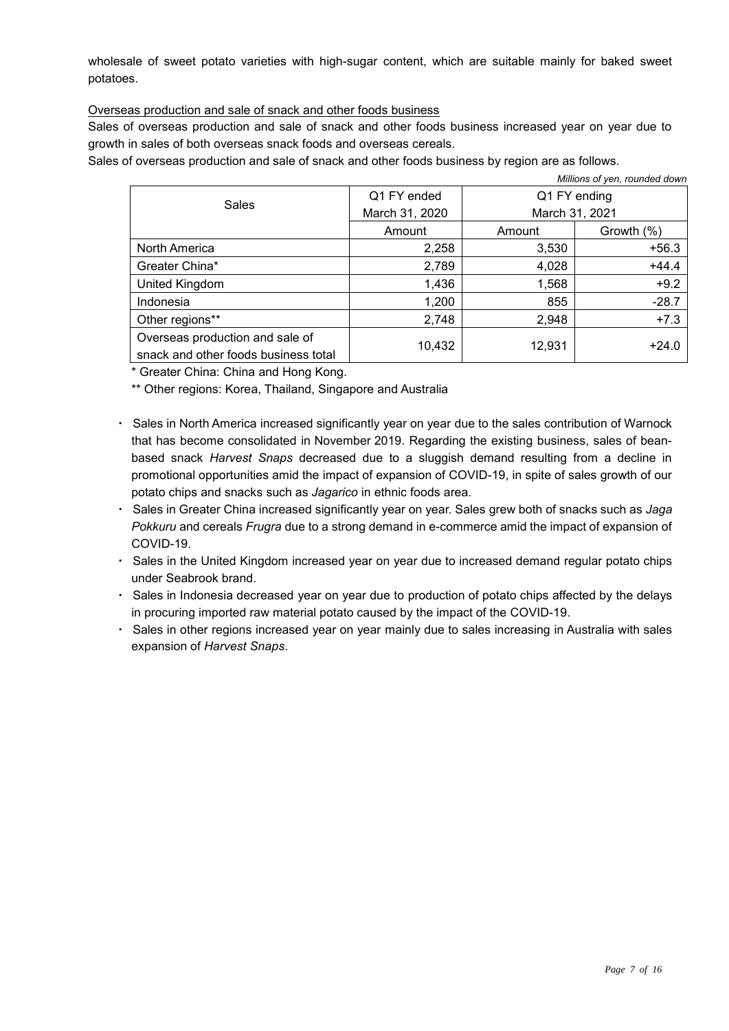wholesale of sweet potato varieties with high-sugar content, which are suitable mainly for baked sweet potatoes.

Overseas production and sale of snack and other foods business

Sales of overseas production and sale of snack and other foods business increased year on year due to growth in sales of both overseas snack foods and overseas cereals.

Sales of overseas production and sale of snack and other foods business by region are as follows.

*Millions of yen, rounded down*

| Sales | Q1 FY ended March 31, 2020 | Q1 FY ending March 31, 2021 | |
|---|---|---|---|
| | Amount | Amount | Growth (%) |
| North America | 2,258 | 3,530 | +56.3 |
| Greater China* | 2,789 | 4,028 | +44.4 |
| United Kingdom | 1,436 | 1,568 | +9.2 |
| Indonesia | 1,200 | 855 | -28.7 |
| Other regions** | 2,748 | 2,948 | +7.3 |
| Overseas production and sale of snack and other foods business total | 10,432 | 12,931 | +24.0 |

\* Greater China: China and Hong Kong.

\** Other regions: Korea, Thailand, Singapore and Australia

- Sales in North America increased significantly year on year due to the sales contribution of Warnock that has become consolidated in November 2019. Regarding the existing business, sales of bean-based snack *Harvest Snaps* decreased due to a sluggish demand resulting from a decline in promotional opportunities amid the impact of expansion of COVID-19, in spite of sales growth of our potato chips and snacks such as *Jagarico* in ethnic foods area.
- Sales in Greater China increased significantly year on year. Sales grew both of snacks such as *Jaga Pokkuru* and cereals *Frugra* due to a strong demand in e-commerce amid the impact of expansion of COVID-19.
- Sales in the United Kingdom increased year on year due to increased demand regular potato chips under Seabrook brand.
- Sales in Indonesia decreased year on year due to production of potato chips affected by the delays in procuring imported raw material potato caused by the impact of the COVID-19.
- Sales in other regions increased year on year mainly due to sales increasing in Australia with sales expansion of *Harvest Snaps*.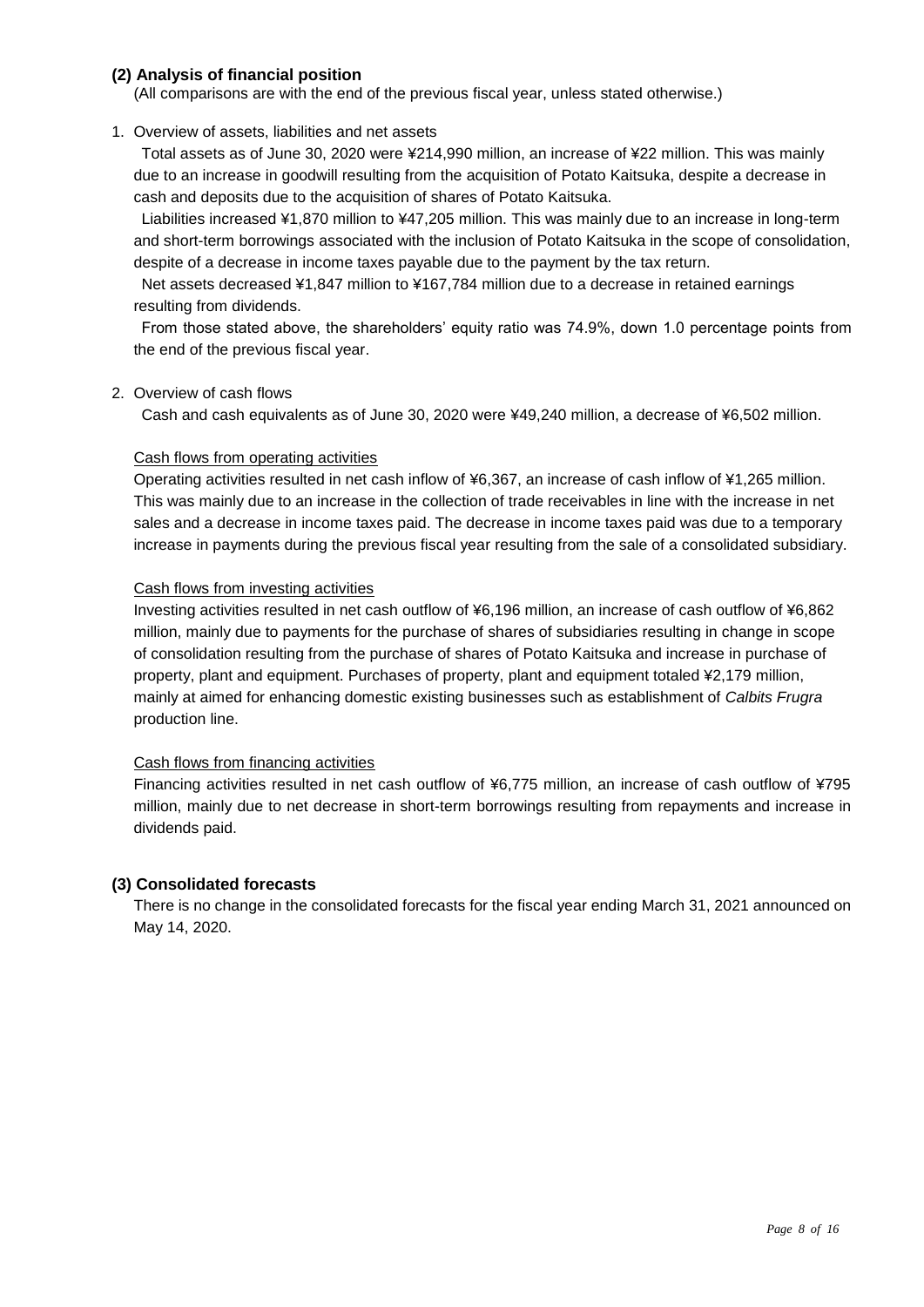### (2) Analysis of financial position

(All comparisons are with the end of the previous fiscal year, unless stated otherwise.)

1. Overview of assets, liabilities and net assets

Total assets as of June 30, 2020 were ¥214,990 million, an increase of ¥22 million. This was mainly due to an increase in goodwill resulting from the acquisition of Potato Kaitsuka, despite a decrease in cash and deposits due to the acquisition of shares of Potato Kaitsuka.

Liabilities increased ¥1,870 million to ¥47,205 million. This was mainly due to an increase in long-term and short-term borrowings associated with the inclusion of Potato Kaitsuka in the scope of consolidation, despite of a decrease in income taxes payable due to the payment by the tax return.

Net assets decreased ¥1,847 million to ¥167,784 million due to a decrease in retained earnings resulting from dividends.

From those stated above, the shareholders' equity ratio was 74.9%, down 1.0 percentage points from the end of the previous fiscal year.

2. Overview of cash flows

Cash and cash equivalents as of June 30, 2020 were ¥49,240 million, a decrease of ¥6,502 million.

Cash flows from operating activities

Operating activities resulted in net cash inflow of ¥6,367, an increase of cash inflow of ¥1,265 million. This was mainly due to an increase in the collection of trade receivables in line with the increase in net sales and a decrease in income taxes paid. The decrease in income taxes paid was due to a temporary increase in payments during the previous fiscal year resulting from the sale of a consolidated subsidiary.

Cash flows from investing activities

Investing activities resulted in net cash outflow of ¥6,196 million, an increase of cash outflow of ¥6,862 million, mainly due to payments for the purchase of shares of subsidiaries resulting in change in scope of consolidation resulting from the purchase of shares of Potato Kaitsuka and increase in purchase of property, plant and equipment. Purchases of property, plant and equipment totaled ¥2,179 million, mainly at aimed for enhancing domestic existing businesses such as establishment of *Calbits Frugra* production line.

Cash flows from financing activities

Financing activities resulted in net cash outflow of ¥6,775 million, an increase of cash outflow of ¥795 million, mainly due to net decrease in short-term borrowings resulting from repayments and increase in dividends paid.

### (3) Consolidated forecasts

There is no change in the consolidated forecasts for the fiscal year ending March 31, 2021 announced on May 14, 2020.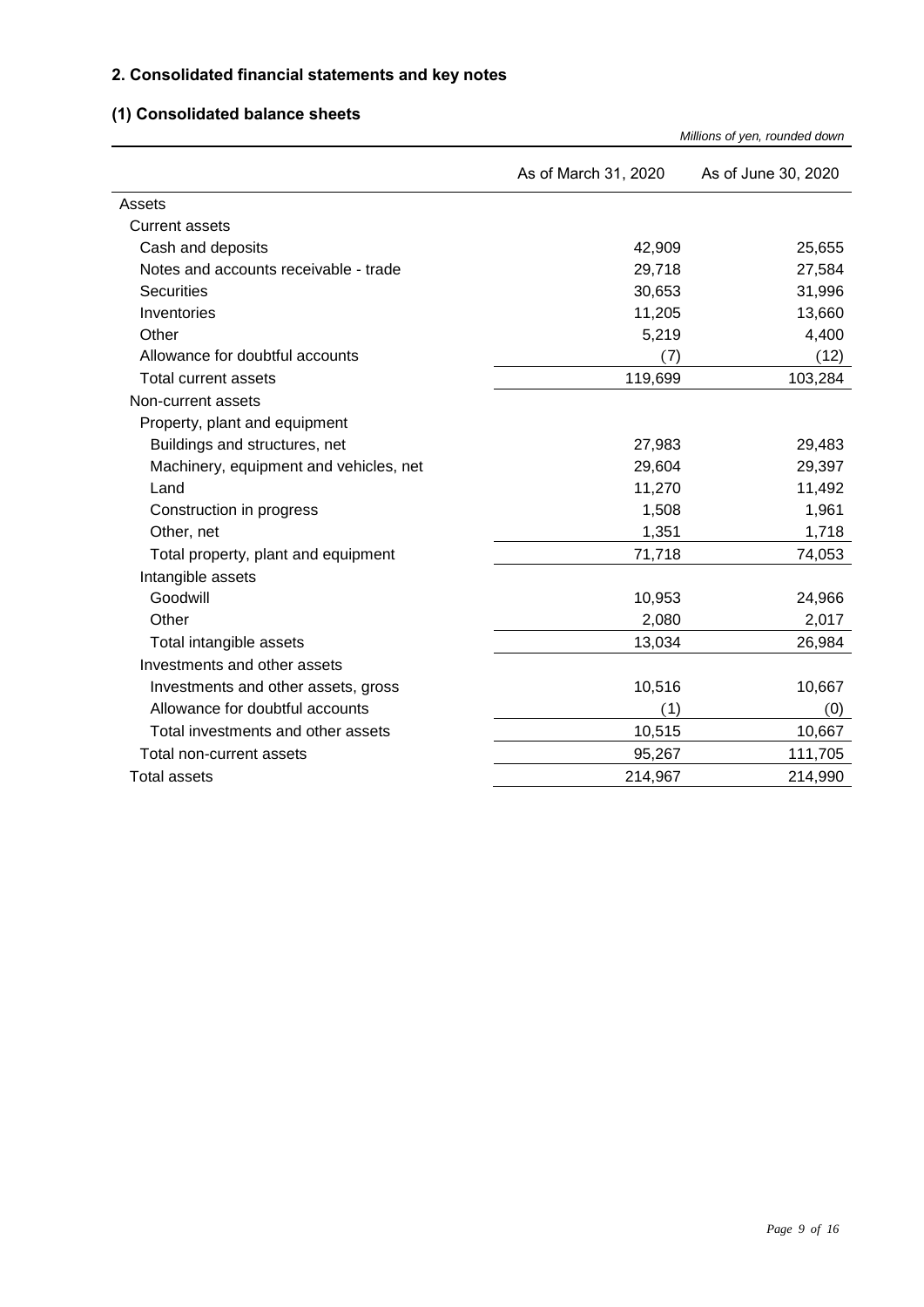## 2. Consolidated financial statements and key notes

### (1) Consolidated balance sheets

*Millions of yen, rounded down*

| | As of March 31, 2020 | As of June 30, 2020 |
|---|---|---|
| Assets | | |
| Current assets | | |
| Cash and deposits | 42,909 | 25,655 |
| Notes and accounts receivable - trade | 29,718 | 27,584 |
| Securities | 30,653 | 31,996 |
| Inventories | 11,205 | 13,660 |
| Other | 5,219 | 4,400 |
| Allowance for doubtful accounts | (7) | (12) |
| Total current assets | 119,699 | 103,284 |
| Non-current assets | | |
| Property, plant and equipment | | |
| Buildings and structures, net | 27,983 | 29,483 |
| Machinery, equipment and vehicles, net | 29,604 | 29,397 |
| Land | 11,270 | 11,492 |
| Construction in progress | 1,508 | 1,961 |
| Other, net | 1,351 | 1,718 |
| Total property, plant and equipment | 71,718 | 74,053 |
| Intangible assets | | |
| Goodwill | 10,953 | 24,966 |
| Other | 2,080 | 2,017 |
| Total intangible assets | 13,034 | 26,984 |
| Investments and other assets | | |
| Investments and other assets, gross | 10,516 | 10,667 |
| Allowance for doubtful accounts | (1) | (0) |
| Total investments and other assets | 10,515 | 10,667 |
| Total non-current assets | 95,267 | 111,705 |
| Total assets | 214,967 | 214,990 |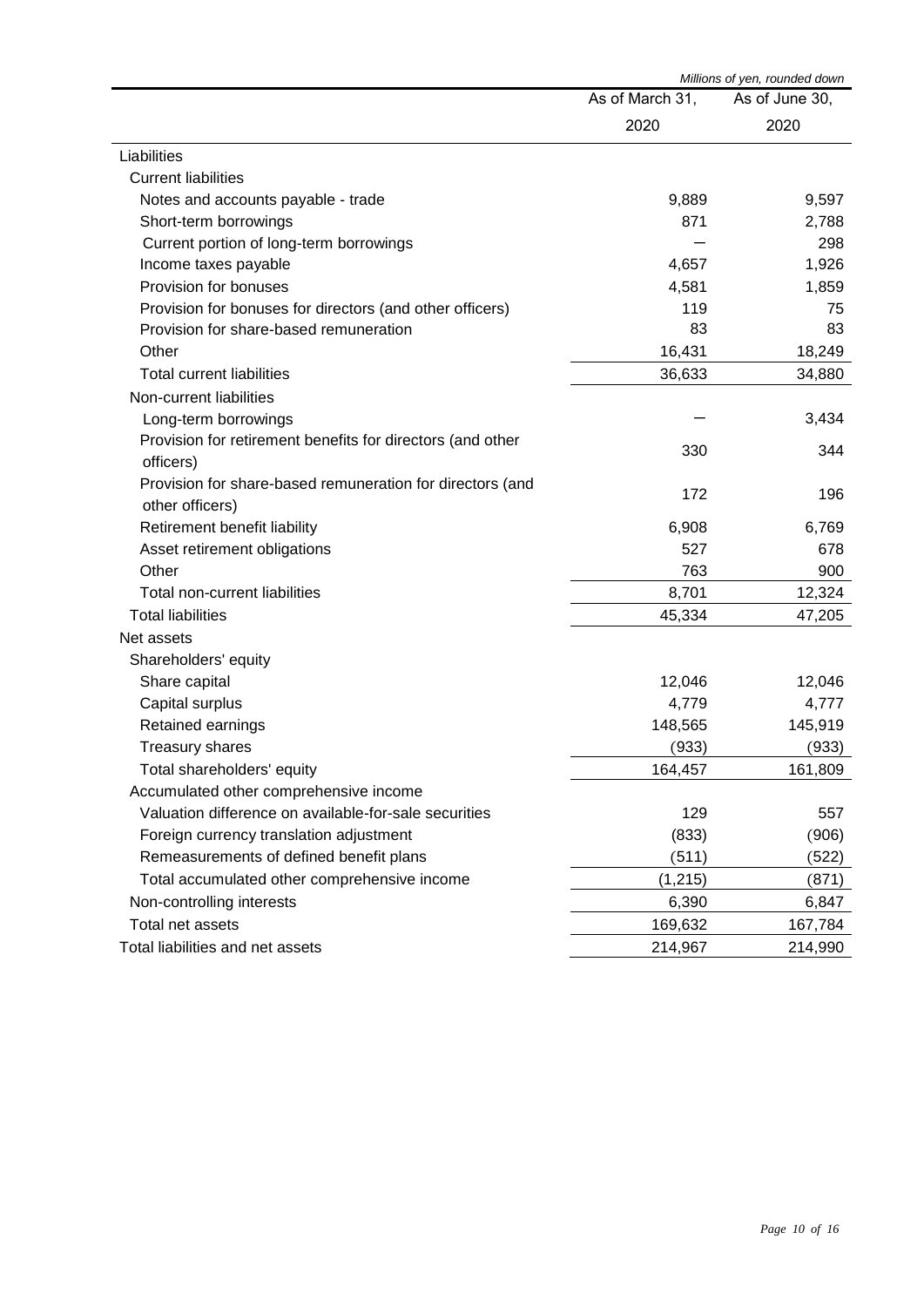*Millions of yen, rounded down*

| | As of March 31, 2020 | As of June 30, 2020 |
|---|---|---|
| Liabilities | | |
| Current liabilities | | |
| Notes and accounts payable - trade | 9,889 | 9,597 |
| Short-term borrowings | 871 | 2,788 |
| Current portion of long-term borrowings | — | 298 |
| Income taxes payable | 4,657 | 1,926 |
| Provision for bonuses | 4,581 | 1,859 |
| Provision for bonuses for directors (and other officers) | 119 | 75 |
| Provision for share-based remuneration | 83 | 83 |
| Other | 16,431 | 18,249 |
| Total current liabilities | 36,633 | 34,880 |
| Non-current liabilities | | |
| Long-term borrowings | — | 3,434 |
| Provision for retirement benefits for directors (and other officers) | 330 | 344 |
| Provision for share-based remuneration for directors (and other officers) | 172 | 196 |
| Retirement benefit liability | 6,908 | 6,769 |
| Asset retirement obligations | 527 | 678 |
| Other | 763 | 900 |
| Total non-current liabilities | 8,701 | 12,324 |
| Total liabilities | 45,334 | 47,205 |
| Net assets | | |
| Shareholders' equity | | |
| Share capital | 12,046 | 12,046 |
| Capital surplus | 4,779 | 4,777 |
| Retained earnings | 148,565 | 145,919 |
| Treasury shares | (933) | (933) |
| Total shareholders' equity | 164,457 | 161,809 |
| Accumulated other comprehensive income | | |
| Valuation difference on available-for-sale securities | 129 | 557 |
| Foreign currency translation adjustment | (833) | (906) |
| Remeasurements of defined benefit plans | (511) | (522) |
| Total accumulated other comprehensive income | (1,215) | (871) |
| Non-controlling interests | 6,390 | 6,847 |
| Total net assets | 169,632 | 167,784 |
| Total liabilities and net assets | 214,967 | 214,990 |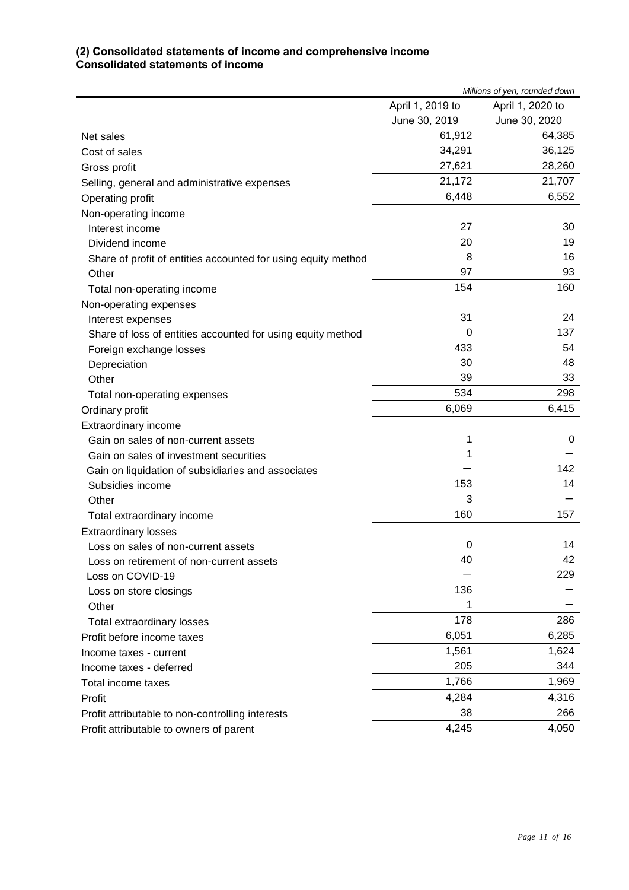### (2) Consolidated statements of income and comprehensive income

### Consolidated statements of income

*Millions of yen, rounded down*

| | April 1, 2019 to June 30, 2019 | April 1, 2020 to June 30, 2020 |
|---|---|---|
| Net sales | 61,912 | 64,385 |
| Cost of sales | 34,291 | 36,125 |
| Gross profit | 27,621 | 28,260 |
| Selling, general and administrative expenses | 21,172 | 21,707 |
| Operating profit | 6,448 | 6,552 |
| Non-operating income | | |
| Interest income | 27 | 30 |
| Dividend income | 20 | 19 |
| Share of profit of entities accounted for using equity method | 8 | 16 |
| Other | 97 | 93 |
| Total non-operating income | 154 | 160 |
| Non-operating expenses | | |
| Interest expenses | 31 | 24 |
| Share of loss of entities accounted for using equity method | 0 | 137 |
| Foreign exchange losses | 433 | 54 |
| Depreciation | 30 | 48 |
| Other | 39 | 33 |
| Total non-operating expenses | 534 | 298 |
| Ordinary profit | 6,069 | 6,415 |
| Extraordinary income | | |
| Gain on sales of non-current assets | 1 | 0 |
| Gain on sales of investment securities | 1 | — |
| Gain on liquidation of subsidiaries and associates | — | 142 |
| Subsidies income | 153 | 14 |
| Other | 3 | — |
| Total extraordinary income | 160 | 157 |
| Extraordinary losses | | |
| Loss on sales of non-current assets | 0 | 14 |
| Loss on retirement of non-current assets | 40 | 42 |
| Loss on COVID-19 | — | 229 |
| Loss on store closings | 136 | — |
| Other | 1 | — |
| Total extraordinary losses | 178 | 286 |
| Profit before income taxes | 6,051 | 6,285 |
| Income taxes - current | 1,561 | 1,624 |
| Income taxes - deferred | 205 | 344 |
| Total income taxes | 1,766 | 1,969 |
| Profit | 4,284 | 4,316 |
| Profit attributable to non-controlling interests | 38 | 266 |
| Profit attributable to owners of parent | 4,245 | 4,050 |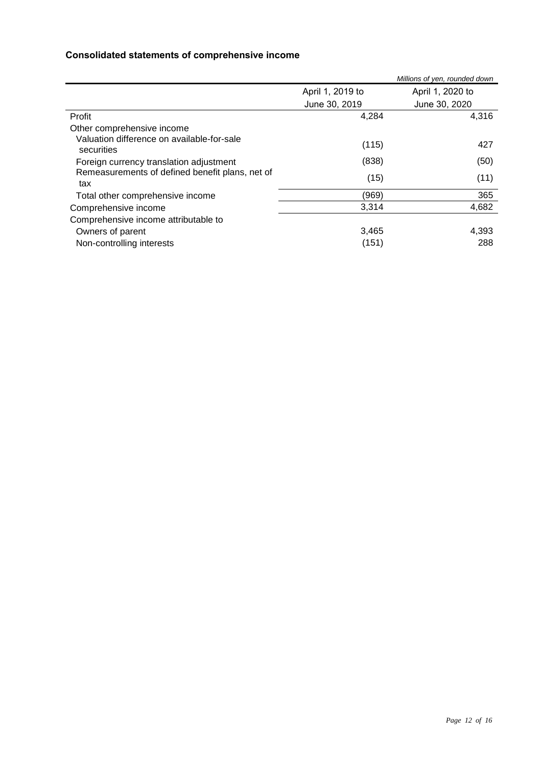## Consolidated statements of comprehensive income

*Millions of yen, rounded down*

| | April 1, 2019 to June 30, 2019 | April 1, 2020 to June 30, 2020 |
|---|---|---|
| Profit | 4,284 | 4,316 |
| Other comprehensive income | | |
| Valuation difference on available-for-sale securities | (115) | 427 |
| Foreign currency translation adjustment | (838) | (50) |
| Remeasurements of defined benefit plans, net of tax | (15) | (11) |
| Total other comprehensive income | (969) | 365 |
| Comprehensive income | 3,314 | 4,682 |
| Comprehensive income attributable to | | |
| Owners of parent | 3,465 | 4,393 |
| Non-controlling interests | (151) | 288 |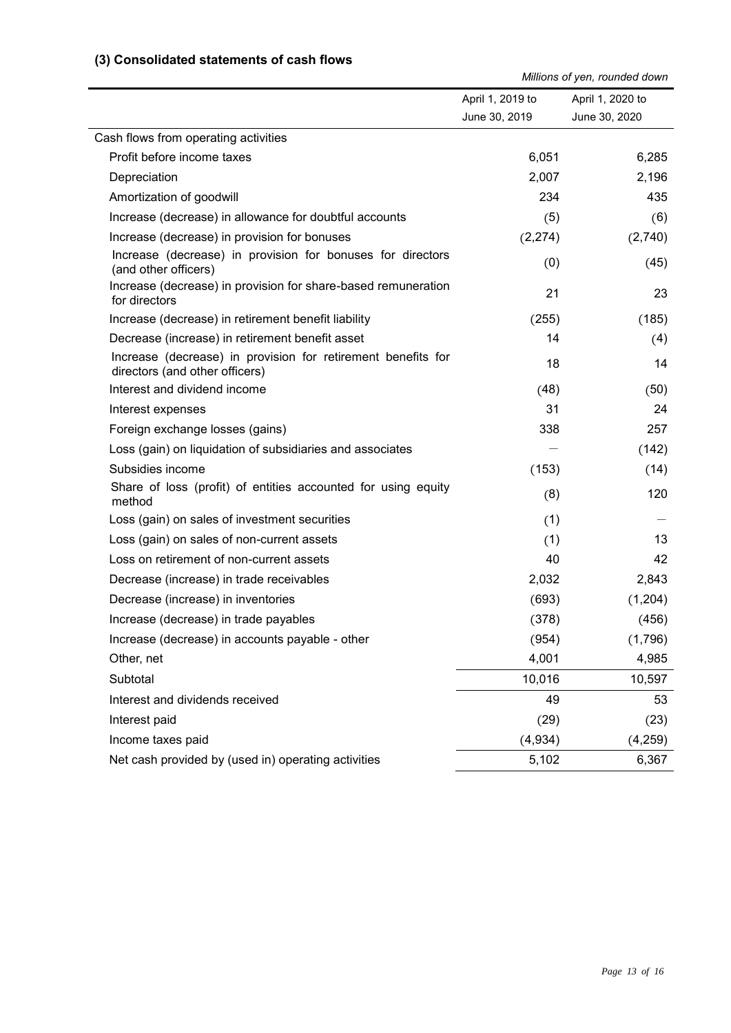### (3) Consolidated statements of cash flows

*Millions of yen, rounded down*

| | April 1, 2019 to June 30, 2019 | April 1, 2020 to June 30, 2020 |
|---|---|---|
| Cash flows from operating activities | | |
| Profit before income taxes | 6,051 | 6,285 |
| Depreciation | 2,007 | 2,196 |
| Amortization of goodwill | 234 | 435 |
| Increase (decrease) in allowance for doubtful accounts | (5) | (6) |
| Increase (decrease) in provision for bonuses | (2,274) | (2,740) |
| Increase (decrease) in provision for bonuses for directors (and other officers) | (0) | (45) |
| Increase (decrease) in provision for share-based remuneration for directors | 21 | 23 |
| Increase (decrease) in retirement benefit liability | (255) | (185) |
| Decrease (increase) in retirement benefit asset | 14 | (4) |
| Increase (decrease) in provision for retirement benefits for directors (and other officers) | 18 | 14 |
| Interest and dividend income | (48) | (50) |
| Interest expenses | 31 | 24 |
| Foreign exchange losses (gains) | 338 | 257 |
| Loss (gain) on liquidation of subsidiaries and associates | — | (142) |
| Subsidies income | (153) | (14) |
| Share of loss (profit) of entities accounted for using equity method | (8) | 120 |
| Loss (gain) on sales of investment securities | (1) | — |
| Loss (gain) on sales of non-current assets | (1) | 13 |
| Loss on retirement of non-current assets | 40 | 42 |
| Decrease (increase) in trade receivables | 2,032 | 2,843 |
| Decrease (increase) in inventories | (693) | (1,204) |
| Increase (decrease) in trade payables | (378) | (456) |
| Increase (decrease) in accounts payable - other | (954) | (1,796) |
| Other, net | 4,001 | 4,985 |
| Subtotal | 10,016 | 10,597 |
| Interest and dividends received | 49 | 53 |
| Interest paid | (29) | (23) |
| Income taxes paid | (4,934) | (4,259) |
| Net cash provided by (used in) operating activities | 5,102 | 6,367 |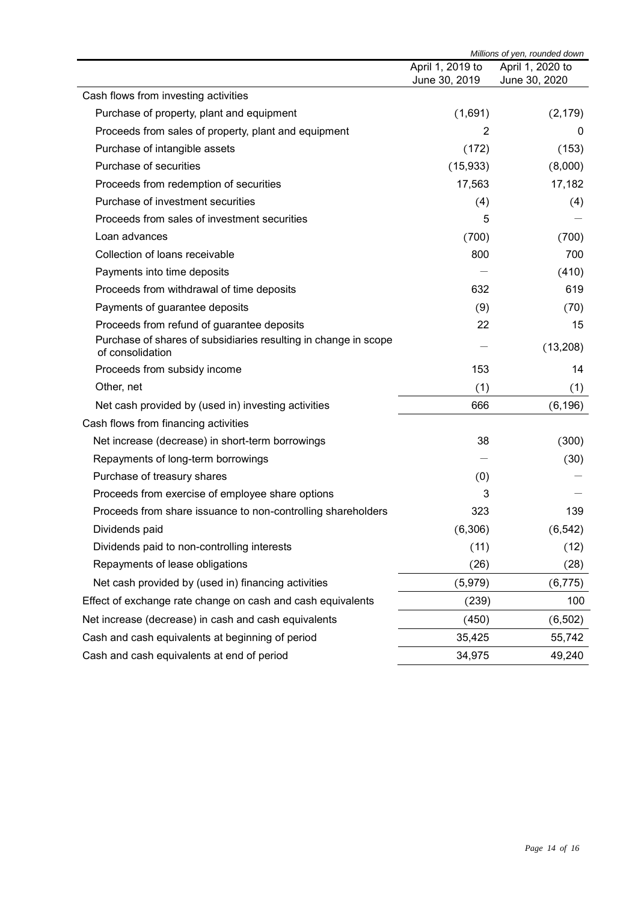*Millions of yen, rounded down*

| | April 1, 2019 to June 30, 2019 | April 1, 2020 to June 30, 2020 |
|---|---|---|
| Cash flows from investing activities | | |
| Purchase of property, plant and equipment | (1,691) | (2,179) |
| Proceeds from sales of property, plant and equipment | 2 | 0 |
| Purchase of intangible assets | (172) | (153) |
| Purchase of securities | (15,933) | (8,000) |
| Proceeds from redemption of securities | 17,563 | 17,182 |
| Purchase of investment securities | (4) | (4) |
| Proceeds from sales of investment securities | 5 | － |
| Loan advances | (700) | (700) |
| Collection of loans receivable | 800 | 700 |
| Payments into time deposits | － | (410) |
| Proceeds from withdrawal of time deposits | 632 | 619 |
| Payments of guarantee deposits | (9) | (70) |
| Proceeds from refund of guarantee deposits | 22 | 15 |
| Purchase of shares of subsidiaries resulting in change in scope of consolidation | － | (13,208) |
| Proceeds from subsidy income | 153 | 14 |
| Other, net | (1) | (1) |
| Net cash provided by (used in) investing activities | 666 | (6,196) |
| Cash flows from financing activities | | |
| Net increase (decrease) in short-term borrowings | 38 | (300) |
| Repayments of long-term borrowings | － | (30) |
| Purchase of treasury shares | (0) | － |
| Proceeds from exercise of employee share options | 3 | － |
| Proceeds from share issuance to non-controlling shareholders | 323 | 139 |
| Dividends paid | (6,306) | (6,542) |
| Dividends paid to non-controlling interests | (11) | (12) |
| Repayments of lease obligations | (26) | (28) |
| Net cash provided by (used in) financing activities | (5,979) | (6,775) |
| Effect of exchange rate change on cash and cash equivalents | (239) | 100 |
| Net increase (decrease) in cash and cash equivalents | (450) | (6,502) |
| Cash and cash equivalents at beginning of period | 35,425 | 55,742 |
| Cash and cash equivalents at end of period | 34,975 | 49,240 |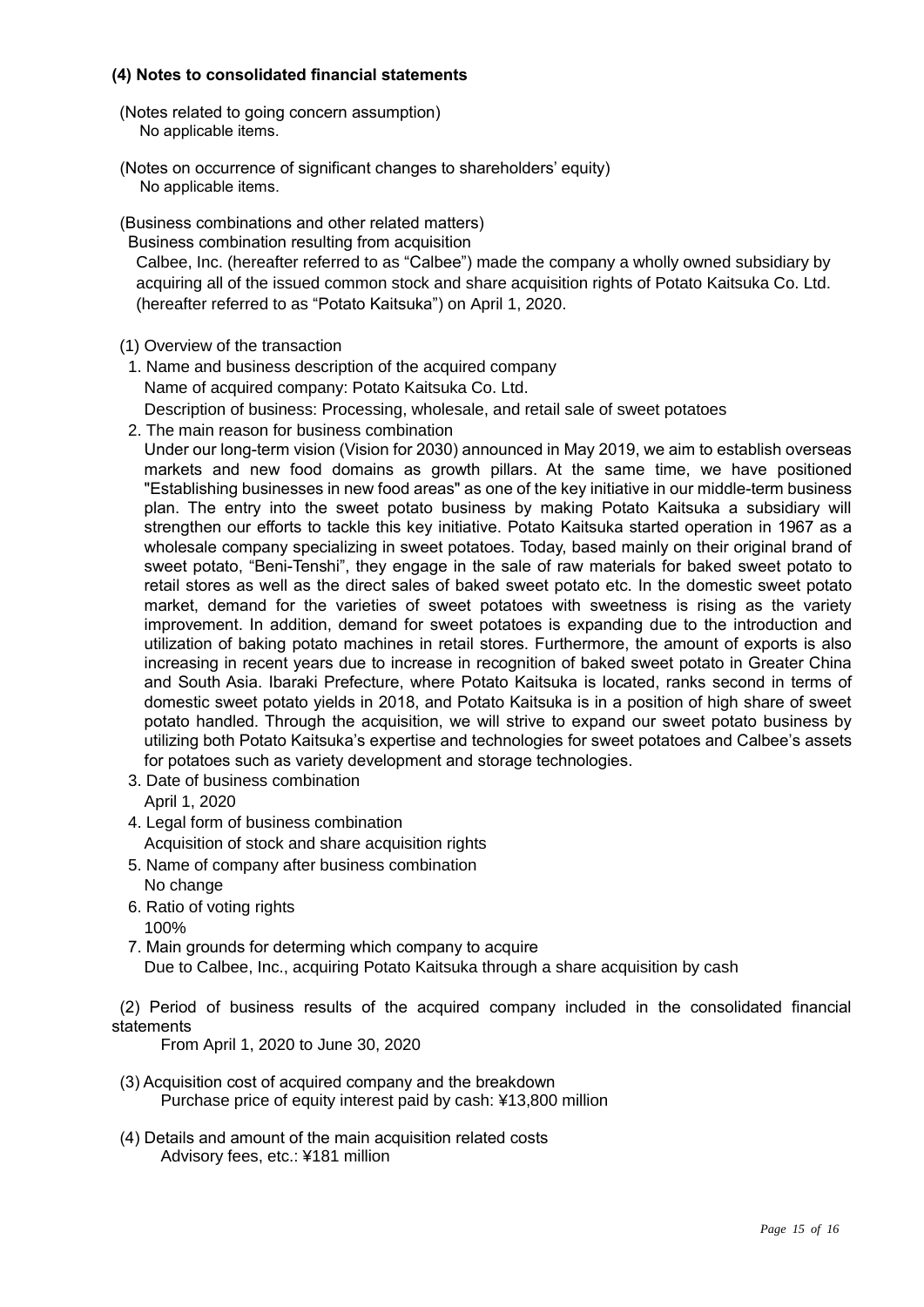### (4) Notes to consolidated financial statements

(Notes related to going concern assumption)
No applicable items.

(Notes on occurrence of significant changes to shareholders' equity)
No applicable items.

(Business combinations and other related matters)
Business combination resulting from acquisition
Calbee, Inc. (hereafter referred to as "Calbee") made the company a wholly owned subsidiary by acquiring all of the issued common stock and share acquisition rights of Potato Kaitsuka Co. Ltd. (hereafter referred to as "Potato Kaitsuka") on April 1, 2020.

(1) Overview of the transaction

1. Name and business description of the acquired company
   Name of acquired company: Potato Kaitsuka Co. Ltd.
   Description of business: Processing, wholesale, and retail sale of sweet potatoes
2. The main reason for business combination
   Under our long-term vision (Vision for 2030) announced in May 2019, we aim to establish overseas markets and new food domains as growth pillars. At the same time, we have positioned "Establishing businesses in new food areas" as one of the key initiative in our middle-term business plan. The entry into the sweet potato business by making Potato Kaitsuka a subsidiary will strengthen our efforts to tackle this key initiative. Potato Kaitsuka started operation in 1967 as a wholesale company specializing in sweet potatoes. Today, based mainly on their original brand of sweet potato, "Beni-Tenshi", they engage in the sale of raw materials for baked sweet potato to retail stores as well as the direct sales of baked sweet potato etc. In the domestic sweet potato market, demand for the varieties of sweet potatoes with sweetness is rising as the variety improvement. In addition, demand for sweet potatoes is expanding due to the introduction and utilization of baking potato machines in retail stores. Furthermore, the amount of exports is also increasing in recent years due to increase in recognition of baked sweet potato in Greater China and South Asia. Ibaraki Prefecture, where Potato Kaitsuka is located, ranks second in terms of domestic sweet potato yields in 2018, and Potato Kaitsuka is in a position of high share of sweet potato handled. Through the acquisition, we will strive to expand our sweet potato business by utilizing both Potato Kaitsuka's expertise and technologies for sweet potatoes and Calbee's assets for potatoes such as variety development and storage technologies.
3. Date of business combination
   April 1, 2020
4. Legal form of business combination
   Acquisition of stock and share acquisition rights
5. Name of company after business combination
   No change
6. Ratio of voting rights
   100%
7. Main grounds for determing which company to acquire
   Due to Calbee, Inc., acquiring Potato Kaitsuka through a share acquisition by cash

(2) Period of business results of the acquired company included in the consolidated financial statements
From April 1, 2020 to June 30, 2020

(3) Acquisition cost of acquired company and the breakdown
Purchase price of equity interest paid by cash: ¥13,800 million

(4) Details and amount of the main acquisition related costs
Advisory fees, etc.: ¥181 million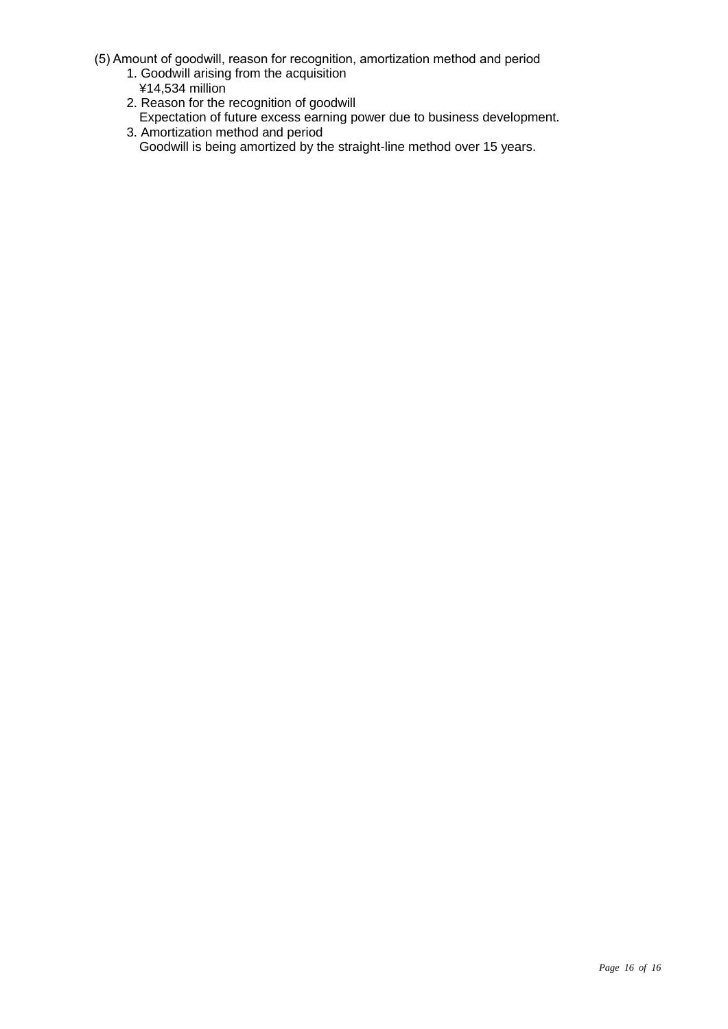(5) Amount of goodwill, reason for recognition, amortization method and period

1. Goodwill arising from the acquisition
   ¥14,534 million
2. Reason for the recognition of goodwill
   Expectation of future excess earning power due to business development.
3. Amortization method and period
   Goodwill is being amortized by the straight-line method over 15 years.